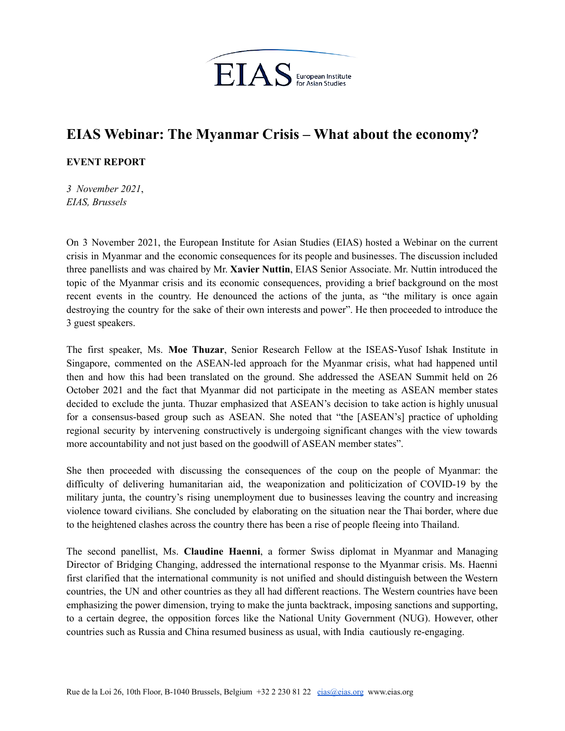# EIAS Webinar: The Myanmar Crisis – What about the economy?

**EVENT REPORT**

*3 November 2021*,
*EIAS, Brussels*

On 3 November 2021, the European Institute for Asian Studies (EIAS) hosted a Webinar on the current crisis in Myanmar and the economic consequences for its people and businesses. The discussion included three panellists and was chaired by Mr. **Xavier Nuttin**, EIAS Senior Associate. Mr. Nuttin introduced the topic of the Myanmar crisis and its economic consequences, providing a brief background on the most recent events in the country. He denounced the actions of the junta, as "the military is once again destroying the country for the sake of their own interests and power". He then proceeded to introduce the 3 guest speakers.

The first speaker, Ms. **Moe Thuzar**, Senior Research Fellow at the ISEAS-Yusof Ishak Institute in Singapore, commented on the ASEAN-led approach for the Myanmar crisis, what had happened until then and how this had been translated on the ground. She addressed the ASEAN Summit held on 26 October 2021 and the fact that Myanmar did not participate in the meeting as ASEAN member states decided to exclude the junta. Thuzar emphasized that ASEAN's decision to take action is highly unusual for a consensus-based group such as ASEAN. She noted that "the [ASEAN's] practice of upholding regional security by intervening constructively is undergoing significant changes with the view towards more accountability and not just based on the goodwill of ASEAN member states".

She then proceeded with discussing the consequences of the coup on the people of Myanmar: the difficulty of delivering humanitarian aid, the weaponization and politicization of COVID-19 by the military junta, the country's rising unemployment due to businesses leaving the country and increasing violence toward civilians. She concluded by elaborating on the situation near the Thai border, where due to the heightened clashes across the country there has been a rise of people fleeing into Thailand.

The second panellist, Ms. **Claudine Haenni**, a former Swiss diplomat in Myanmar and Managing Director of Bridging Changing, addressed the international response to the Myanmar crisis. Ms. Haenni first clarified that the international community is not unified and should distinguish between the Western countries, the UN and other countries as they all had different reactions. The Western countries have been emphasizing the power dimension, trying to make the junta backtrack, imposing sanctions and supporting, to a certain degree, the opposition forces like the National Unity Government (NUG). However, other countries such as Russia and China resumed business as usual, with India cautiously re-engaging.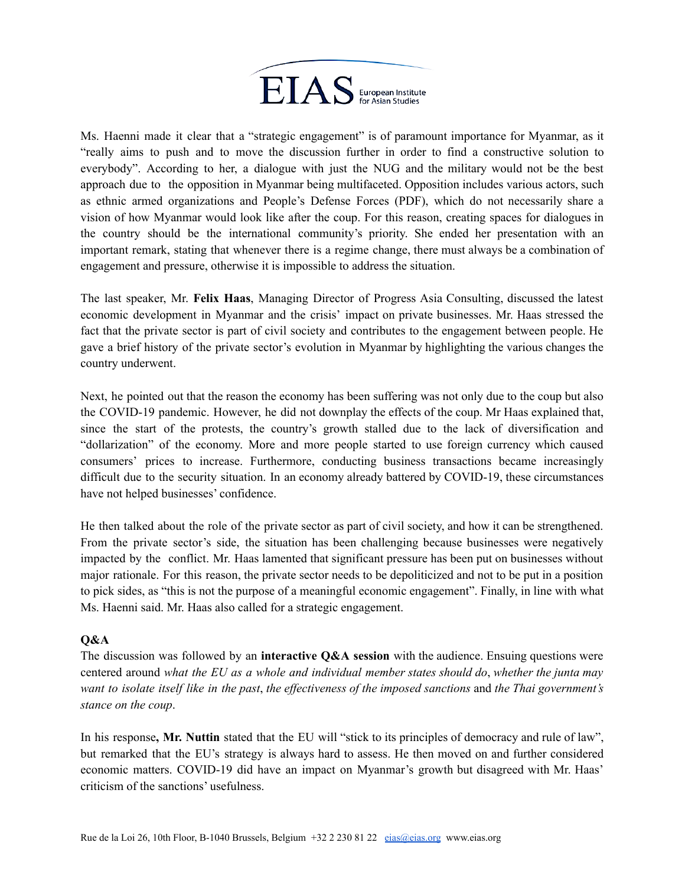Ms. Haenni made it clear that a "strategic engagement" is of paramount importance for Myanmar, as it "really aims to push and to move the discussion further in order to find a constructive solution to everybody". According to her, a dialogue with just the NUG and the military would not be the best approach due to the opposition in Myanmar being multifaceted. Opposition includes various actors, such as ethnic armed organizations and People's Defense Forces (PDF), which do not necessarily share a vision of how Myanmar would look like after the coup. For this reason, creating spaces for dialogues in the country should be the international community's priority. She ended her presentation with an important remark, stating that whenever there is a regime change, there must always be a combination of engagement and pressure, otherwise it is impossible to address the situation.

The last speaker, Mr. **Felix Haas**, Managing Director of Progress Asia Consulting, discussed the latest economic development in Myanmar and the crisis' impact on private businesses. Mr. Haas stressed the fact that the private sector is part of civil society and contributes to the engagement between people. He gave a brief history of the private sector's evolution in Myanmar by highlighting the various changes the country underwent.

Next, he pointed out that the reason the economy has been suffering was not only due to the coup but also the COVID-19 pandemic. However, he did not downplay the effects of the coup. Mr Haas explained that, since the start of the protests, the country's growth stalled due to the lack of diversification and "dollarization" of the economy. More and more people started to use foreign currency which caused consumers' prices to increase. Furthermore, conducting business transactions became increasingly difficult due to the security situation. In an economy already battered by COVID-19, these circumstances have not helped businesses' confidence.

He then talked about the role of the private sector as part of civil society, and how it can be strengthened. From the private sector's side, the situation has been challenging because businesses were negatively impacted by the conflict. Mr. Haas lamented that significant pressure has been put on businesses without major rationale. For this reason, the private sector needs to be depoliticized and not to be put in a position to pick sides, as "this is not the purpose of a meaningful economic engagement". Finally, in line with what Ms. Haenni said. Mr. Haas also called for a strategic engagement.

**Q&A**

The discussion was followed by an **interactive Q&A session** with the audience. Ensuing questions were centered around *what the EU as a whole and individual member states should do*, *whether the junta may want to isolate itself like in the past*, *the effectiveness of the imposed sanctions* and *the Thai government's stance on the coup*.

In his response**, Mr. Nuttin** stated that the EU will "stick to its principles of democracy and rule of law", but remarked that the EU's strategy is always hard to assess. He then moved on and further considered economic matters. COVID-19 did have an impact on Myanmar's growth but disagreed with Mr. Haas' criticism of the sanctions' usefulness.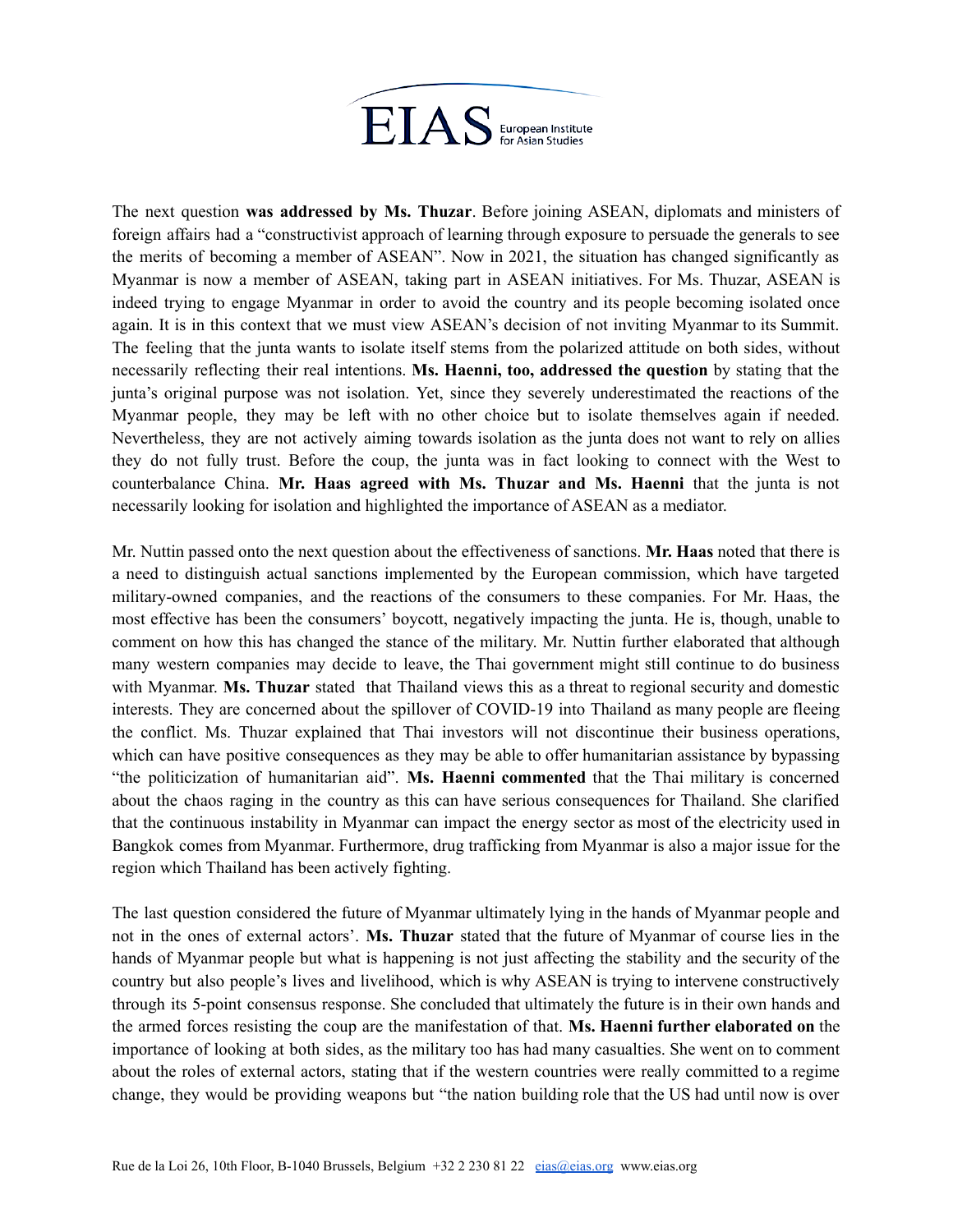The next question **was addressed by Ms. Thuzar**. Before joining ASEAN, diplomats and ministers of foreign affairs had a "constructivist approach of learning through exposure to persuade the generals to see the merits of becoming a member of ASEAN". Now in 2021, the situation has changed significantly as Myanmar is now a member of ASEAN, taking part in ASEAN initiatives. For Ms. Thuzar, ASEAN is indeed trying to engage Myanmar in order to avoid the country and its people becoming isolated once again. It is in this context that we must view ASEAN's decision of not inviting Myanmar to its Summit. The feeling that the junta wants to isolate itself stems from the polarized attitude on both sides, without necessarily reflecting their real intentions. **Ms. Haenni, too, addressed the question** by stating that the junta's original purpose was not isolation. Yet, since they severely underestimated the reactions of the Myanmar people, they may be left with no other choice but to isolate themselves again if needed. Nevertheless, they are not actively aiming towards isolation as the junta does not want to rely on allies they do not fully trust. Before the coup, the junta was in fact looking to connect with the West to counterbalance China. **Mr. Haas agreed with Ms. Thuzar and Ms. Haenni** that the junta is not necessarily looking for isolation and highlighted the importance of ASEAN as a mediator.

Mr. Nuttin passed onto the next question about the effectiveness of sanctions. **Mr. Haas** noted that there is a need to distinguish actual sanctions implemented by the European commission, which have targeted military-owned companies, and the reactions of the consumers to these companies. For Mr. Haas, the most effective has been the consumers' boycott, negatively impacting the junta. He is, though, unable to comment on how this has changed the stance of the military. Mr. Nuttin further elaborated that although many western companies may decide to leave, the Thai government might still continue to do business with Myanmar. **Ms. Thuzar** stated that Thailand views this as a threat to regional security and domestic interests. They are concerned about the spillover of COVID-19 into Thailand as many people are fleeing the conflict. Ms. Thuzar explained that Thai investors will not discontinue their business operations, which can have positive consequences as they may be able to offer humanitarian assistance by bypassing "the politicization of humanitarian aid". **Ms. Haenni commented** that the Thai military is concerned about the chaos raging in the country as this can have serious consequences for Thailand. She clarified that the continuous instability in Myanmar can impact the energy sector as most of the electricity used in Bangkok comes from Myanmar. Furthermore, drug trafficking from Myanmar is also a major issue for the region which Thailand has been actively fighting.

The last question considered the future of Myanmar ultimately lying in the hands of Myanmar people and not in the ones of external actors'. **Ms. Thuzar** stated that the future of Myanmar of course lies in the hands of Myanmar people but what is happening is not just affecting the stability and the security of the country but also people's lives and livelihood, which is why ASEAN is trying to intervene constructively through its 5-point consensus response. She concluded that ultimately the future is in their own hands and the armed forces resisting the coup are the manifestation of that. **Ms. Haenni further elaborated on** the importance of looking at both sides, as the military too has had many casualties. She went on to comment about the roles of external actors, stating that if the western countries were really committed to a regime change, they would be providing weapons but "the nation building role that the US had until now is over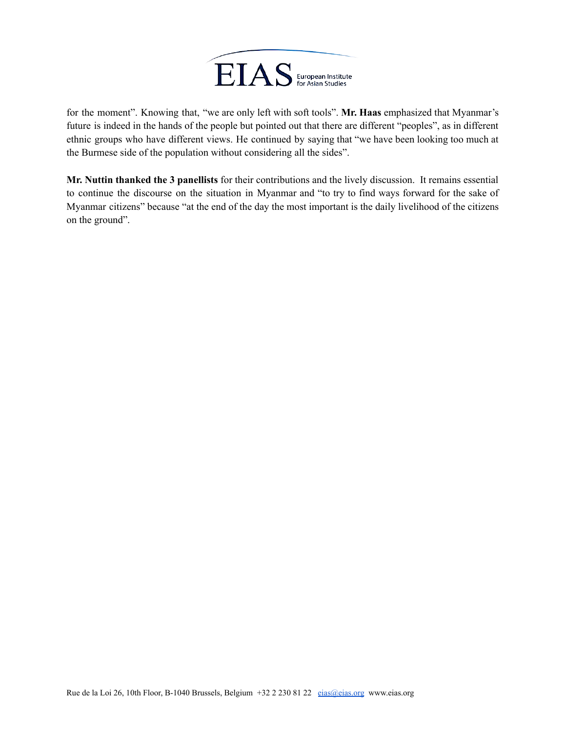for the moment". Knowing that, "we are only left with soft tools". **Mr. Haas** emphasized that Myanmar's future is indeed in the hands of the people but pointed out that there are different "peoples", as in different ethnic groups who have different views. He continued by saying that "we have been looking too much at the Burmese side of the population without considering all the sides".

**Mr. Nuttin thanked the 3 panellists** for their contributions and the lively discussion. It remains essential to continue the discourse on the situation in Myanmar and "to try to find ways forward for the sake of Myanmar citizens" because "at the end of the day the most important is the daily livelihood of the citizens on the ground".